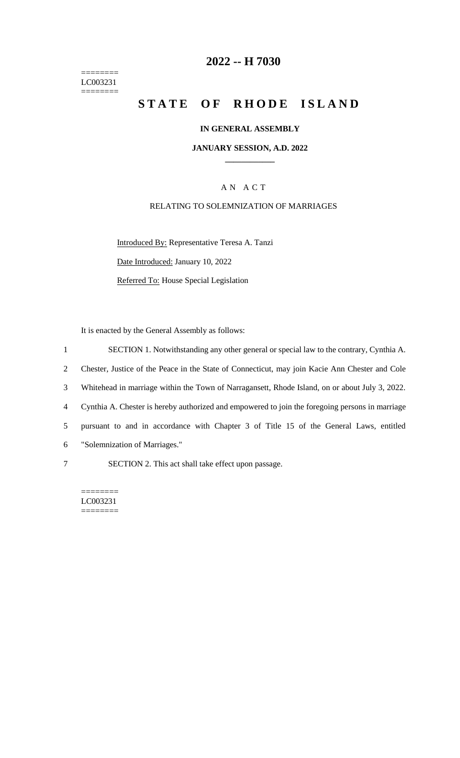========
LC003231
========

# 2022 -- H 7030

# STATE OF RHODE ISLAND

**IN GENERAL ASSEMBLY**

**JANUARY SESSION, A.D. 2022**

A N A C T

RELATING TO SOLEMNIZATION OF MARRIAGES

Introduced By: Representative Teresa A. Tanzi

Date Introduced: January 10, 2022

Referred To: House Special Legislation

It is enacted by the General Assembly as follows:

1 SECTION 1. Notwithstanding any other general or special law to the contrary, Cynthia A.
2 Chester, Justice of the Peace in the State of Connecticut, may join Kacie Ann Chester and Cole
3 Whitehead in marriage within the Town of Narragansett, Rhode Island, on or about July 3, 2022.
4 Cynthia A. Chester is hereby authorized and empowered to join the foregoing persons in marriage
5 pursuant to and in accordance with Chapter 3 of Title 15 of the General Laws, entitled
6 "Solemnization of Marriages."

7 SECTION 2. This act shall take effect upon passage.

========
LC003231
========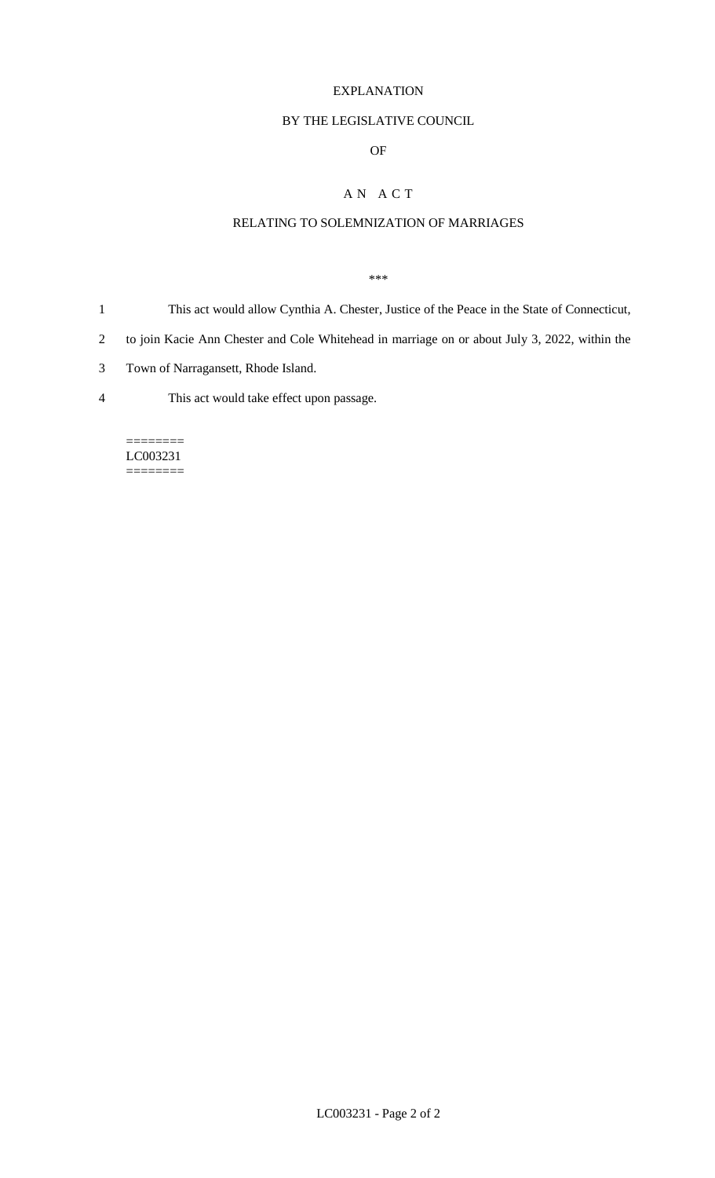EXPLANATION

BY THE LEGISLATIVE COUNCIL

OF

# A N A C T

RELATING TO SOLEMNIZATION OF MARRIAGES

\*\*\*

1 This act would allow Cynthia A. Chester, Justice of the Peace in the State of Connecticut,

2 to join Kacie Ann Chester and Cole Whitehead in marriage on or about July 3, 2022, within the

3 Town of Narragansett, Rhode Island.

4 This act would take effect upon passage.

========
LC003231
========